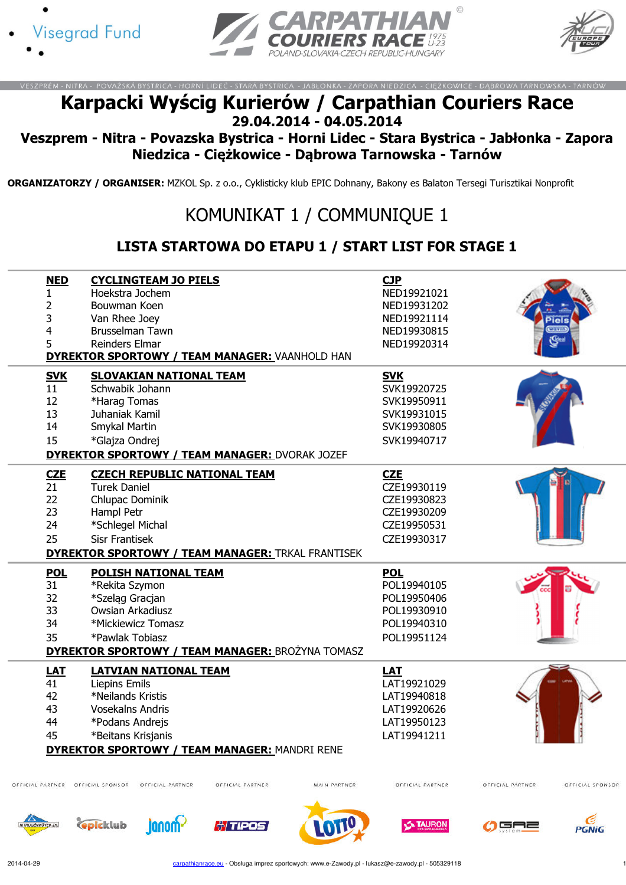VESZPRÉM - NITRA - POVAŽSKÁ BYSTRICA - HORNÍ LIDEČ - STARÁ BYSTRICA - JABŁONKA - ZAPORA NIEDZICA - CIĘŻKOWICE - DĄBROWA TARNOWSKA - TARNÓW

# Karpacki Wyścig Kurierów / Carpathian Couriers Race

## 29.04.2014 - 04.05.2014

## Veszprem - Nitra - Povazska Bystrica - Horni Lidec - Stara Bystrica - Jabłonka - Zapora Niedzica - Ciężkowice - Dąbrowa Tarnowska - Tarnów

**ORGANIZATORZY / ORGANISER:** MZKOL Sp. z o.o., Cyklisticky klub EPIC Dohnany, Bakony es Balaton Tersegi Turisztikai Nonprofit

# KOMUNIKAT 1 / COMMUNIQUE 1

## LISTA STARTOWA DO ETAPU 1 / START LIST FOR STAGE 1

| **NED** | **CYCLINGTEAM JO PIELS** | **CJP** |
|---|---|---|
| 1 | Hoekstra Jochem | NED19921021 |
| 2 | Bouwman Koen | NED19931202 |
| 3 | Van Rhee Joey | NED19921114 |
| 4 | Brusselman Tawn | NED19930815 |
| 5 | Reinders Elmar | NED19920314 |

**DYREKTOR SPORTOWY / TEAM MANAGER:** VAANHOLD HAN

| **SVK** | **SLOVAKIAN NATIONAL TEAM** | **SVK** |
|---|---|---|
| 11 | Schwabik Johann | SVK19920725 |
| 12 | *Harag Tomas | SVK19950911 |
| 13 | Juhaniak Kamil | SVK19931015 |
| 14 | Smykal Martin | SVK19930805 |
| 15 | *Glajza Ondrej | SVK19940717 |

**DYREKTOR SPORTOWY / TEAM MANAGER:** DVORAK JOZEF

| **CZE** | **CZECH REPUBLIC NATIONAL TEAM** | **CZE** |
|---|---|---|
| 21 | Turek Daniel | CZE19930119 |
| 22 | Chlupac Dominik | CZE19930823 |
| 23 | Hampl Petr | CZE19930209 |
| 24 | *Schlegel Michal | CZE19950531 |
| 25 | Sisr Frantisek | CZE19930317 |

**DYREKTOR SPORTOWY / TEAM MANAGER:** TRKAL FRANTISEK

| **POL** | **POLISH NATIONAL TEAM** | **POL** |
|---|---|---|
| 31 | *Rekita Szymon | POL19940105 |
| 32 | *Szeląg Gracjan | POL19950406 |
| 33 | Owsian Arkadiusz | POL19930910 |
| 34 | *Mickiewicz Tomasz | POL19940310 |
| 35 | *Pawlak Tobiasz | POL19951124 |

**DYREKTOR SPORTOWY / TEAM MANAGER:** BROŻYNA TOMASZ

| **LAT** | **LATVIAN NATIONAL TEAM** | **LAT** |
|---|---|---|
| 41 | Liepins Emils | LAT19921029 |
| 42 | *Neilands Kristis | LAT19940818 |
| 43 | Vosekalns Andris | LAT19920626 |
| 44 | *Podans Andrejs | LAT19950123 |
| 45 | *Beitans Krisjanis | LAT19941211 |

**DYREKTOR SPORTOWY / TEAM MANAGER:** MANDRI RENE

2014-04-29 carpathianrace.eu - Obsługa imprez sportowych: www.e-Zawody.pl - lukasz@e-zawody.pl - 505329118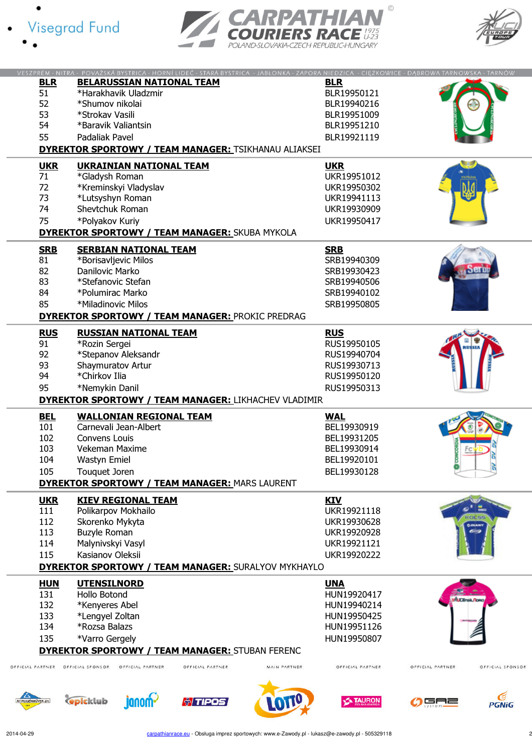VESZPRÉM - NITRA - POVAŽSKÁ BYSTRICA - HORNÍ LIDEČ - STARÁ BYSTRICA - JABŁONKA - ZAPORA NIEDZICA - CIĘŻKOWICE - DĄBROWA TARNOWSKA - TARNÓW

| **BLR** | **BELARUSSIAN NATIONAL TEAM** | **BLR** |
|---|---|---|
| 51 | *Harakhavik Uladzmir | BLR19950121 |
| 52 | *Shumov nikolai | BLR19940216 |
| 53 | *Strokav Vasili | BLR19951009 |
| 54 | *Baravik Valiantsin | BLR19951210 |
| 55 | Padaliak Pavel | BLR19921119 |

**DYREKTOR SPORTOWY / TEAM MANAGER:** TSIKHANAU ALIAKSEI

| **UKR** | **UKRAINIAN NATIONAL TEAM** | **UKR** |
|---|---|---|
| 71 | *Gladysh Roman | UKR19951012 |
| 72 | *Kreminskyi Vladyslav | UKR19950302 |
| 73 | *Lutsyshyn Roman | UKR19941113 |
| 74 | Shevtchuk Roman | UKR19930909 |
| 75 | *Polyakov Kuriy | UKR19950417 |

**DYREKTOR SPORTOWY / TEAM MANAGER:** SKUBA MYKOLA

| **SRB** | **SERBIAN NATIONAL TEAM** | **SRB** |
|---|---|---|
| 81 | *Borisavljevic Milos | SRB19940309 |
| 82 | Danilovic Marko | SRB19930423 |
| 83 | *Stefanovic Stefan | SRB19940506 |
| 84 | *Polumirac Marko | SRB19940102 |
| 85 | *Miladinovic Milos | SRB19950805 |

**DYREKTOR SPORTOWY / TEAM MANAGER:** PROKIC PREDRAG

| **RUS** | **RUSSIAN NATIONAL TEAM** | **RUS** |
|---|---|---|
| 91 | *Rozin Sergei | RUS19950105 |
| 92 | *Stepanov Aleksandr | RUS19940704 |
| 93 | Shaymuratov Artur | RUS19930713 |
| 94 | *Chirkov Ilia | RUS19950120 |
| 95 | *Nemykin Danil | RUS19950313 |

**DYREKTOR SPORTOWY / TEAM MANAGER:** LIKHACHEV VLADIMIR

| **BEL** | **WALLONIAN REGIONAL TEAM** | **WAL** |
|---|---|---|
| 101 | Carnevali Jean-Albert | BEL19930919 |
| 102 | Convens Louis | BEL19931205 |
| 103 | Vekeman Maxime | BEL19930914 |
| 104 | Wastyn Emiel | BEL19920101 |
| 105 | Touquet Joren | BEL19930128 |

**DYREKTOR SPORTOWY / TEAM MANAGER:** MARS LAURENT

| **UKR** | **KIEV REGIONAL TEAM** | **KIV** |
|---|---|---|
| 111 | Polikarpov Mokhailo | UKR19921118 |
| 112 | Skorenko Mykyta | UKR19930628 |
| 113 | Buzyle Roman | UKR19920928 |
| 114 | Malynivskyi Vasyl | UKR19921121 |
| 115 | Kasianov Oleksii | UKR19920222 |

**DYREKTOR SPORTOWY / TEAM MANAGER:** SURALYOV MYKHAYLO

| **HUN** | **UTENSILNORD** | **UNA** |
|---|---|---|
| 131 | Hollo Botond | HUN19920417 |
| 132 | *Kenyeres Abel | HUN19940214 |
| 133 | *Lengyel Zoltan | HUN19950425 |
| 134 | *Rozsa Balazs | HUN19951126 |
| 135 | *Varro Gergely | HUN19950807 |

**DYREKTOR SPORTOWY / TEAM MANAGER:** STUBAN FERENC

2014-04-29 carpathianrace.eu - Obsługa imprez sportowych: www.e-Zawody.pl - lukasz@e-zawody.pl - 505329118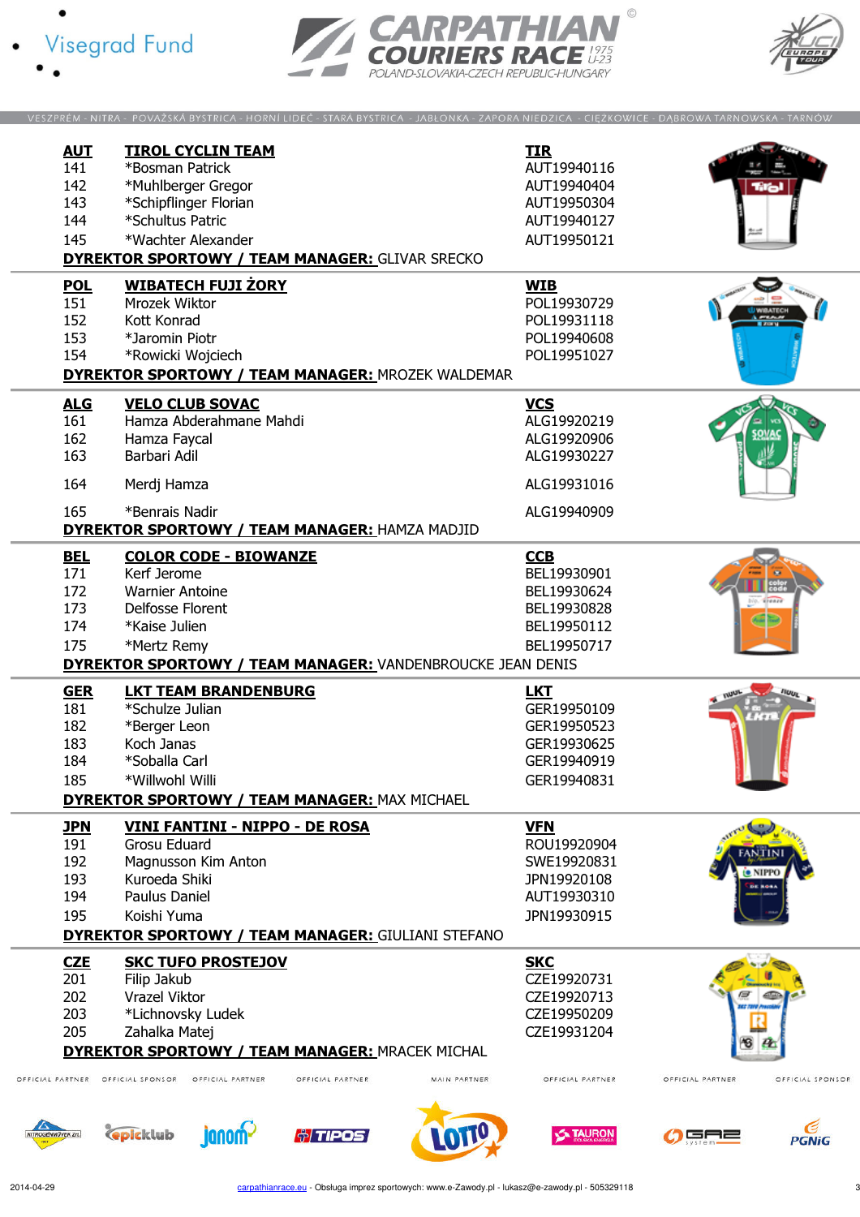VESZPRÉM - NITRA - POVAŽSKÁ BYSTRICA - HORNÍ LIDEČ - STARÁ BYSTRICA - JABŁONKA - ZAPORA NIEDZICA - CIĘŻKOWICE - DĄBROWA TARNOWSKA - TARNÓW

| **AUT** | **TIROL CYCLIN TEAM** | **TIR** |
|---|---|---|
| 141 | *Bosman Patrick | AUT19940116 |
| 142 | *Muhlberger Gregor | AUT19940404 |
| 143 | *Schipflinger Florian | AUT19950304 |
| 144 | *Schultus Patric | AUT19940127 |
| 145 | *Wachter Alexander | AUT19950121 |

**DYREKTOR SPORTOWY / TEAM MANAGER:** GLIVAR SRECKO

| **POL** | **WIBATECH FUJI ŻORY** | **WIB** |
|---|---|---|
| 151 | Mrozek Wiktor | POL19930729 |
| 152 | Kott Konrad | POL19931118 |
| 153 | *Jaromin Piotr | POL19940608 |
| 154 | *Rowicki Wojciech | POL19951027 |

**DYREKTOR SPORTOWY / TEAM MANAGER:** MROZEK WALDEMAR

| **ALG** | **VELO CLUB SOVAC** | **VCS** |
|---|---|---|
| 161 | Hamza Abderahmane Mahdi | ALG19920219 |
| 162 | Hamza Faycal | ALG19920906 |
| 163 | Barbari Adil | ALG19930227 |
| 164 | Merdj Hamza | ALG19931016 |
| 165 | *Benrais Nadir | ALG19940909 |

**DYREKTOR SPORTOWY / TEAM MANAGER:** HAMZA MADJID

| **BEL** | **COLOR CODE - BIOWANZE** | **CCB** |
|---|---|---|
| 171 | Kerf Jerome | BEL19930901 |
| 172 | Warnier Antoine | BEL19930624 |
| 173 | Delfosse Florent | BEL19930828 |
| 174 | *Kaise Julien | BEL19950112 |
| 175 | *Mertz Remy | BEL19950717 |

**DYREKTOR SPORTOWY / TEAM MANAGER:** VANDENBROUCKE JEAN DENIS

| **GER** | **LKT TEAM BRANDENBURG** | **LKT** |
|---|---|---|
| 181 | *Schulze Julian | GER19950109 |
| 182 | *Berger Leon | GER19950523 |
| 183 | Koch Janas | GER19930625 |
| 184 | *Soballa Carl | GER19940919 |
| 185 | *Willwohl Willi | GER19940831 |

**DYREKTOR SPORTOWY / TEAM MANAGER:** MAX MICHAEL

| **JPN** | **VINI FANTINI - NIPPO - DE ROSA** | **VFN** |
|---|---|---|
| 191 | Grosu Eduard | ROU19920904 |
| 192 | Magnusson Kim Anton | SWE19920831 |
| 193 | Kuroeda Shiki | JPN19920108 |
| 194 | Paulus Daniel | AUT19930310 |
| 195 | Koishi Yuma | JPN19930915 |

**DYREKTOR SPORTOWY / TEAM MANAGER:** GIULIANI STEFANO

| **CZE** | **SKC TUFO PROSTEJOV** | **SKC** |
|---|---|---|
| 201 | Filip Jakub | CZE19920731 |
| 202 | Vrazel Viktor | CZE19920713 |
| 203 | *Lichnovsky Ludek | CZE19950209 |
| 205 | Zahalka Matej | CZE19931204 |

**DYREKTOR SPORTOWY / TEAM MANAGER:** MRACEK MICHAL

2014-04-29 carpathianrace.eu - Obsługa imprez sportowych: www.e-Zawody.pl - lukasz@e-zawody.pl - 505329118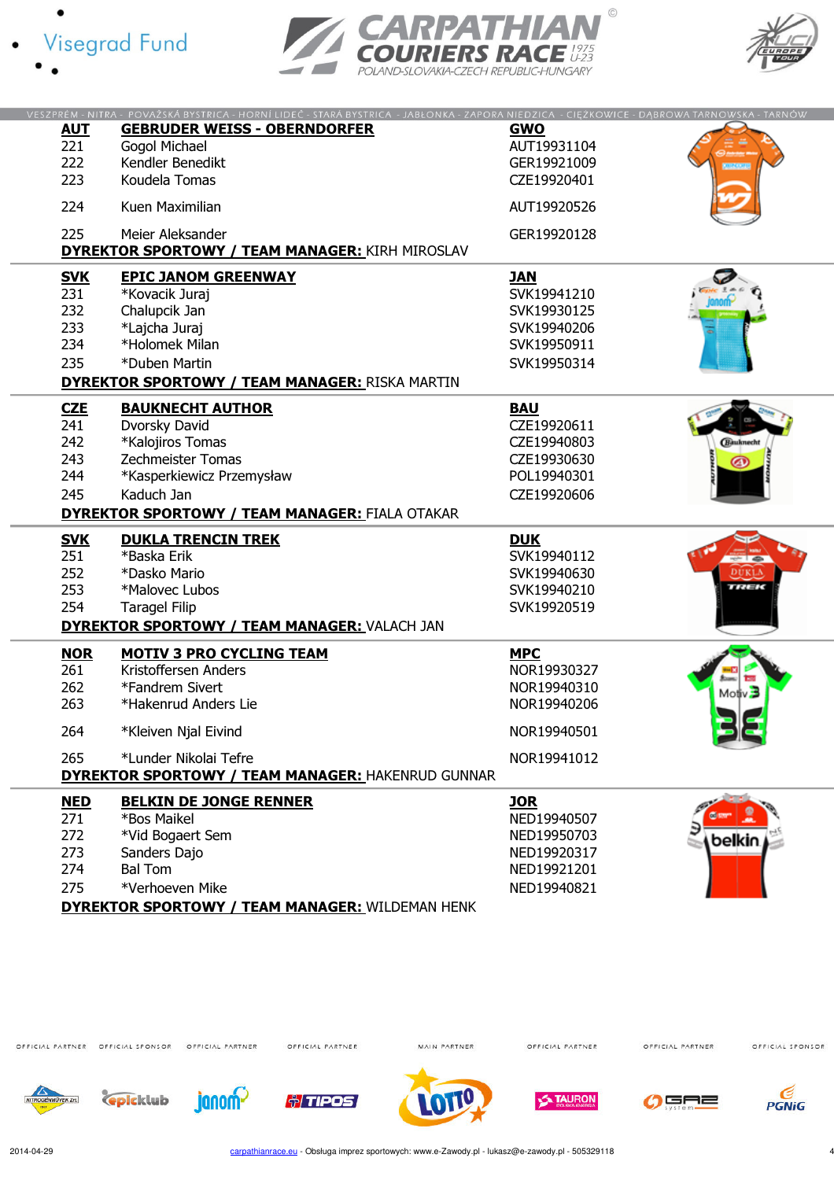VESZPRÉM - NITRA - POVAŽSKÁ BYSTRICA - HORNÍ LIDEČ - STARÁ BYSTRICA - JABŁONKA - ZAPORA NIEDZICA - CIĘŻKOWICE - DĄBROWA TARNOWSKA - TARNÓW

| **AUT** | **GEBRUDER WEISS - OBERNDORFER** | **GWO** |
|---|---|---|
| 221 | Gogol Michael | AUT19931104 |
| 222 | Kendler Benedikt | GER19921009 |
| 223 | Koudela Tomas | CZE19920401 |
| 224 | Kuen Maximilian | AUT19920526 |
| 225 | Meier Aleksander | GER19920128 |

**DYREKTOR SPORTOWY / TEAM MANAGER:** KIRH MIROSLAV

| **SVK** | **EPIC JANOM GREENWAY** | **JAN** |
|---|---|---|
| 231 | *Kovacik Juraj | SVK19941210 |
| 232 | Chalupcik Jan | SVK19930125 |
| 233 | *Lajcha Juraj | SVK19940206 |
| 234 | *Holomek Milan | SVK19950911 |
| 235 | *Duben Martin | SVK19950314 |

**DYREKTOR SPORTOWY / TEAM MANAGER:** RISKA MARTIN

| **CZE** | **BAUKNECHT AUTHOR** | **BAU** |
|---|---|---|
| 241 | Dvorsky David | CZE19920611 |
| 242 | *Kalojiros Tomas | CZE19940803 |
| 243 | Zechmeister Tomas | CZE19930630 |
| 244 | *Kasperkiewicz Przemysław | POL19940301 |
| 245 | Kaduch Jan | CZE19920606 |

**DYREKTOR SPORTOWY / TEAM MANAGER:** FIALA OTAKAR

| **SVK** | **DUKLA TRENCIN TREK** | **DUK** |
|---|---|---|
| 251 | *Baska Erik | SVK19940112 |
| 252 | *Dasko Mario | SVK19940630 |
| 253 | *Malovec Lubos | SVK19940210 |
| 254 | Taragel Filip | SVK19920519 |

**DYREKTOR SPORTOWY / TEAM MANAGER:** VALACH JAN

| **NOR** | **MOTIV 3 PRO CYCLING TEAM** | **MPC** |
|---|---|---|
| 261 | Kristoffersen Anders | NOR19930327 |
| 262 | *Fandrem Sivert | NOR19940310 |
| 263 | *Hakenrud Anders Lie | NOR19940206 |
| 264 | *Kleiven Njal Eivind | NOR19940501 |
| 265 | *Lunder Nikolai Tefre | NOR19941012 |

**DYREKTOR SPORTOWY / TEAM MANAGER:** HAKENRUD GUNNAR

| **NED** | **BELKIN DE JONGE RENNER** | **JOR** |
|---|---|---|
| 271 | *Bos Maikel | NED19940507 |
| 272 | *Vid Bogaert Sem | NED19950703 |
| 273 | Sanders Dajo | NED19920317 |
| 274 | Bal Tom | NED19921201 |
| 275 | *Verhoeven Mike | NED19940821 |

**DYREKTOR SPORTOWY / TEAM MANAGER:** WILDEMAN HENK

2014-04-29 carpathianrace.eu - Obsługa imprez sportowych: www.e-Zawody.pl - lukasz@e-zawody.pl - 505329118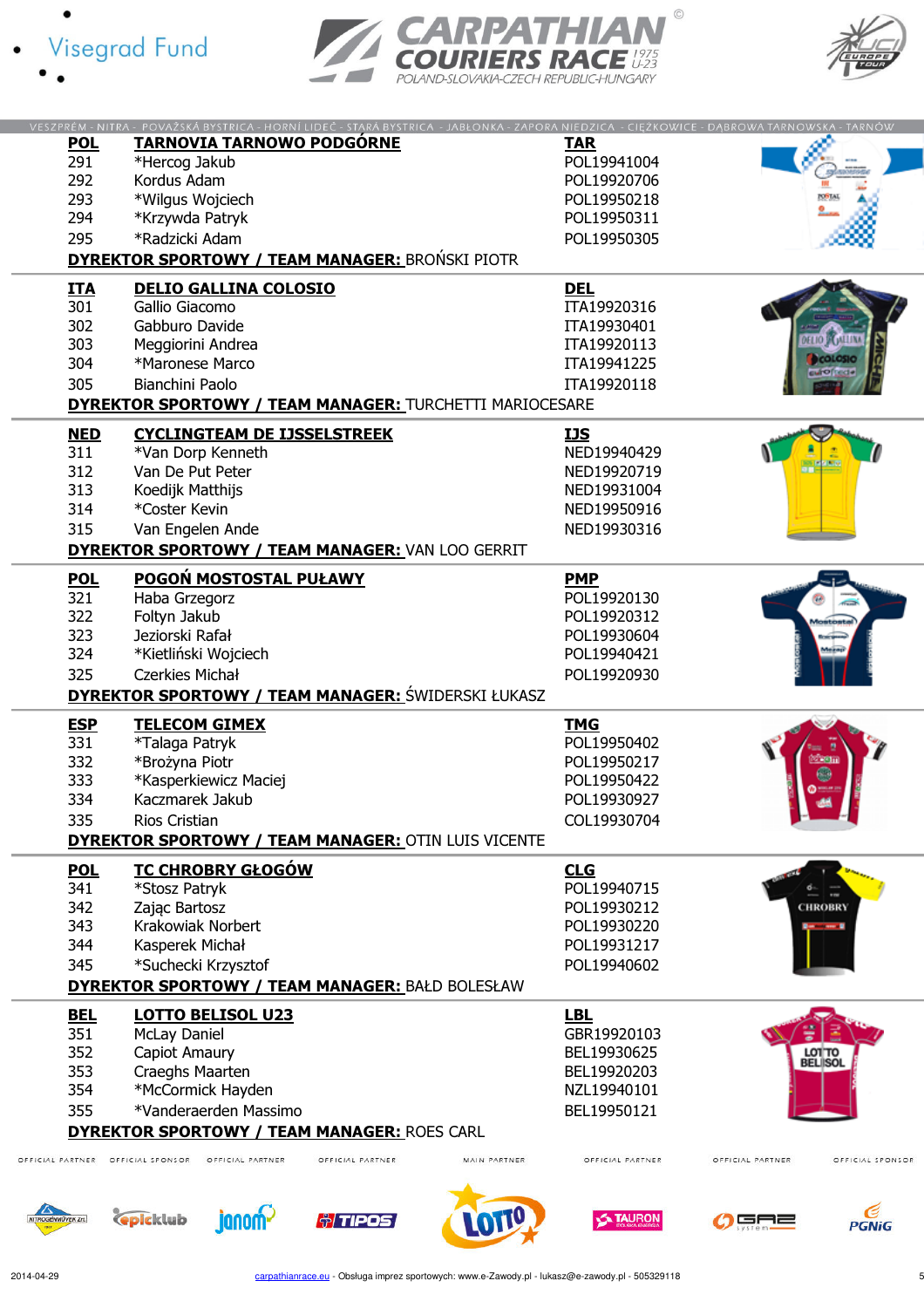VESZPRÉM - NITRA - POVAŽSKÁ BYSTRICA - HORNÍ LIDEČ - STARÁ BYSTRICA - JABŁONKA - ZAPORA NIEDZICA - CIĘŻKOWICE - DĄBROWA TARNOWSKA - TARNÓW

| **POL** | **TARNOVIA TARNOWO PODGÓRNE** | **TAR** |
|---|---|---|
| 291 | *Hercog Jakub | POL19941004 |
| 292 | Kordus Adam | POL19920706 |
| 293 | *Wilgus Wojciech | POL19950218 |
| 294 | *Krzywda Patryk | POL19950311 |
| 295 | *Radzicki Adam | POL19950305 |

**DYREKTOR SPORTOWY / TEAM MANAGER:** BROŃSKI PIOTR

| **ITA** | **DELIO GALLINA COLOSIO** | **DEL** |
|---|---|---|
| 301 | Gallio Giacomo | ITA19920316 |
| 302 | Gabburo Davide | ITA19930401 |
| 303 | Meggiorini Andrea | ITA19920113 |
| 304 | *Maronese Marco | ITA19941225 |
| 305 | Bianchini Paolo | ITA19920118 |

**DYREKTOR SPORTOWY / TEAM MANAGER:** TURCHETTI MARIOCESARE

| **NED** | **CYCLINGTEAM DE IJSSELSTREEK** | **IJS** |
|---|---|---|
| 311 | *Van Dorp Kenneth | NED19940429 |
| 312 | Van De Put Peter | NED19920719 |
| 313 | Koedijk Matthijs | NED19931004 |
| 314 | *Coster Kevin | NED19950916 |
| 315 | Van Engelen Ande | NED19930316 |

**DYREKTOR SPORTOWY / TEAM MANAGER:** VAN LOO GERRIT

| **POL** | **POGOŃ MOSTOSTAL PUŁAWY** | **PMP** |
|---|---|---|
| 321 | Haba Grzegorz | POL19920130 |
| 322 | Foltyn Jakub | POL19920312 |
| 323 | Jeziorski Rafał | POL19930604 |
| 324 | *Kietliński Wojciech | POL19940421 |
| 325 | Czerkies Michał | POL19920930 |

**DYREKTOR SPORTOWY / TEAM MANAGER:** ŚWIDERSKI ŁUKASZ

| **ESP** | **TELECOM GIMEX** | **TMG** |
|---|---|---|
| 331 | *Talaga Patryk | POL19950402 |
| 332 | *Brożyna Piotr | POL19950217 |
| 333 | *Kasperkiewicz Maciej | POL19950422 |
| 334 | Kaczmarek Jakub | POL19930927 |
| 335 | Rios Cristian | COL19930704 |

**DYREKTOR SPORTOWY / TEAM MANAGER:** OTIN LUIS VICENTE

| **POL** | **TC CHROBRY GŁOGÓW** | **CLG** |
|---|---|---|
| 341 | *Stosz Patryk | POL19940715 |
| 342 | Zając Bartosz | POL19930212 |
| 343 | Krakowiak Norbert | POL19930220 |
| 344 | Kasperek Michał | POL19931217 |
| 345 | *Suchecki Krzysztof | POL19940602 |

**DYREKTOR SPORTOWY / TEAM MANAGER:** BAŁD BOLESŁAW

| **BEL** | **LOTTO BELISOL U23** | **LBL** |
|---|---|---|
| 351 | McLay Daniel | GBR19920103 |
| 352 | Capiot Amaury | BEL19930625 |
| 353 | Craeghs Maarten | BEL19920203 |
| 354 | *McCormick Hayden | NZL19940101 |
| 355 | *Vanderaerden Massimo | BEL19950121 |

**DYREKTOR SPORTOWY / TEAM MANAGER:** ROES CARL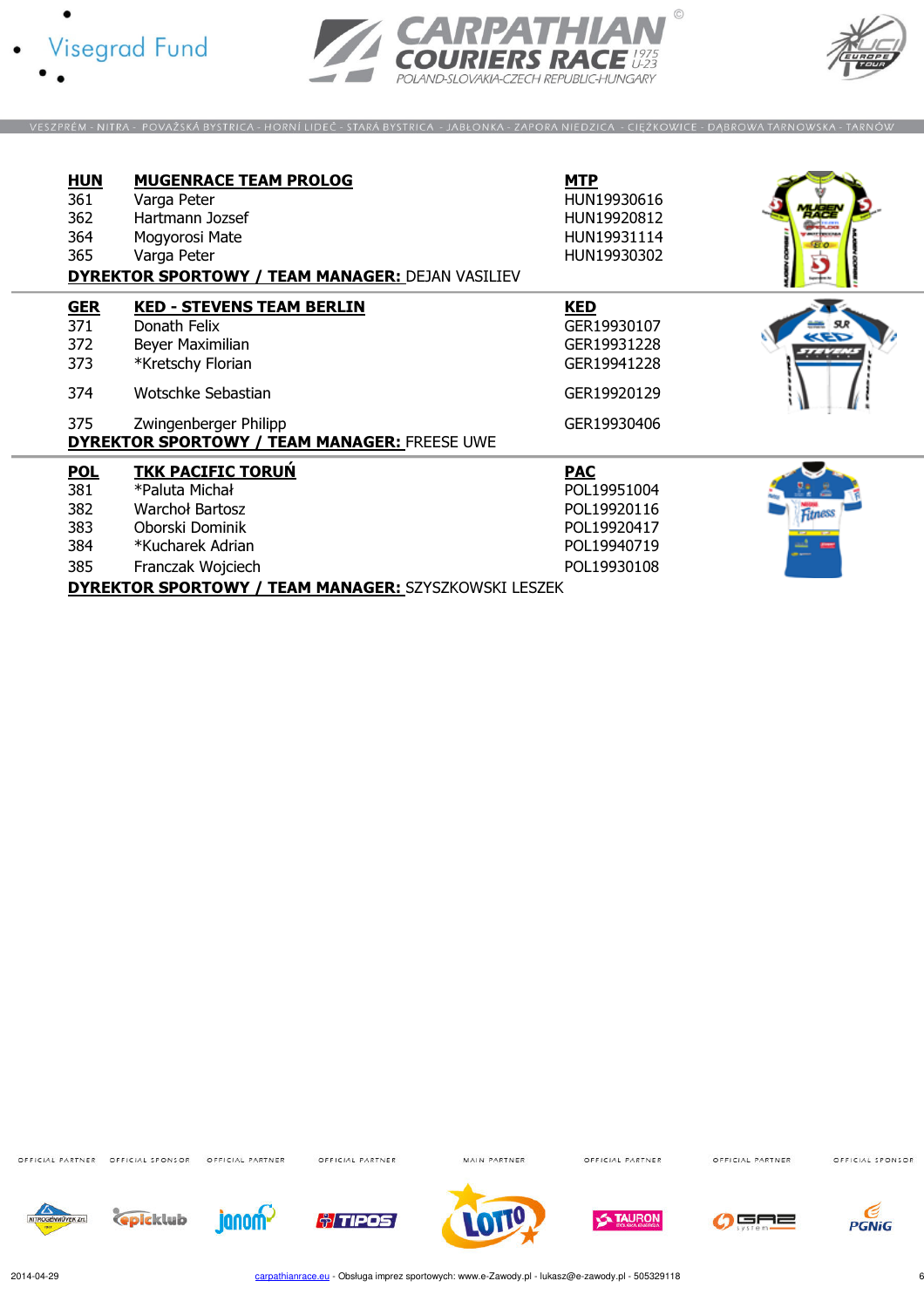| HUN | MUGENRACE TEAM PROLOG | MTP |
|---|---|---|
| 361 | Varga Peter | HUN19930616 |
| 362 | Hartmann Jozsef | HUN19920812 |
| 364 | Mogyorosi Mate | HUN19931114 |
| 365 | Varga Peter | HUN19930302 |

**DYREKTOR SPORTOWY / TEAM MANAGER:** DEJAN VASILIEV

| GER | KED - STEVENS TEAM BERLIN | KED |
|---|---|---|
| 371 | Donath Felix | GER19930107 |
| 372 | Beyer Maximilian | GER19931228 |
| 373 | *Kretschy Florian | GER19941228 |
| 374 | Wotschke Sebastian | GER19920129 |
| 375 | Zwingenberger Philipp | GER19930406 |

**DYREKTOR SPORTOWY / TEAM MANAGER:** FREESE UWE

| POL | TKK PACIFIC TORUŃ | PAC |
|---|---|---|
| 381 | *Paluta Michał | POL19951004 |
| 382 | Warchoł Bartosz | POL19920116 |
| 383 | Oborski Dominik | POL19920417 |
| 384 | *Kucharek Adrian | POL19940719 |
| 385 | Franczak Wojciech | POL19930108 |

**DYREKTOR SPORTOWY / TEAM MANAGER:** SZYSZKOWSKI LESZEK